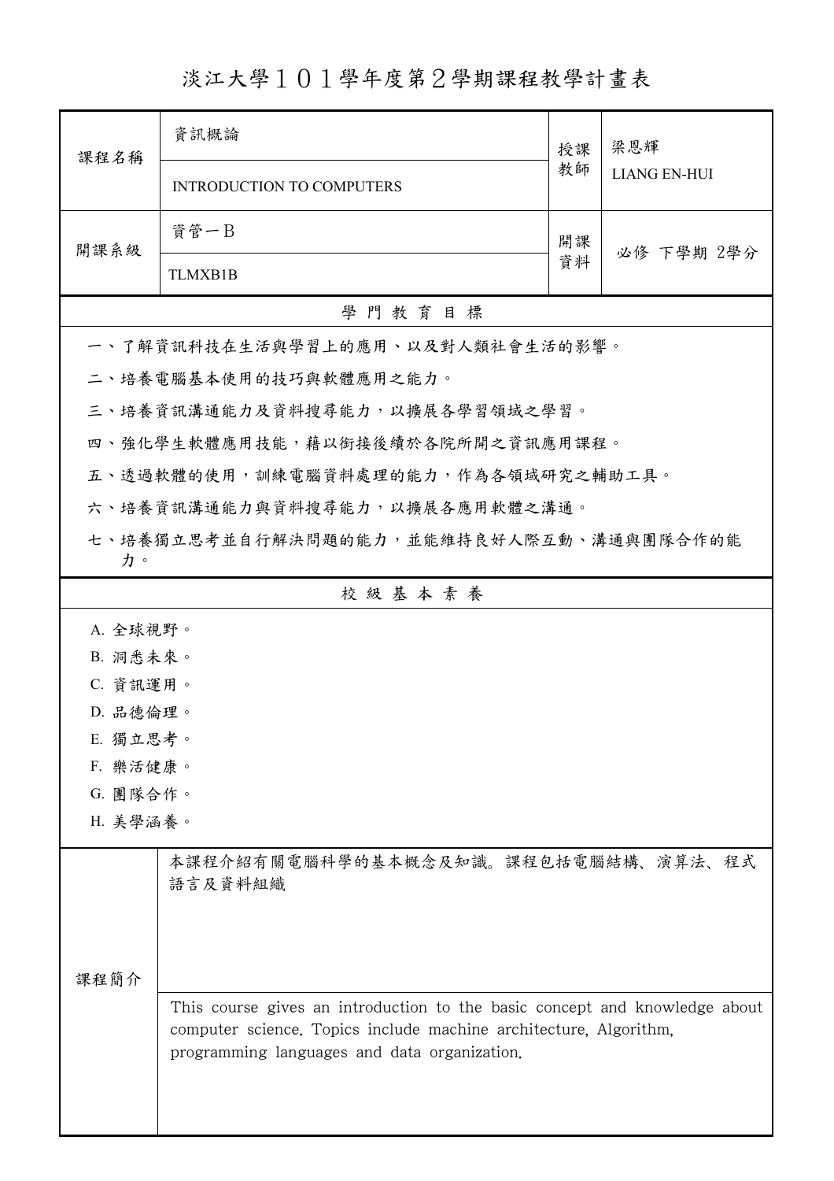# 淡江大學１０１學年度第２學期課程教學計畫表

| 課程名稱 | 資訊概論 | 授課教師 | 梁恩輝 |
|---|---|---|---|
| | INTRODUCTION TO COMPUTERS | | LIANG EN-HUI |
| 開課系級 | 資管一B | 開課資料 | 必修 下學期 2學分 |
| | TLMXB1B | | |

## 學門教育目標

一、了解資訊科技在生活與學習上的應用、以及對人類社會生活的影響。

二、培養電腦基本使用的技巧與軟體應用之能力。

三、培養資訊溝通能力及資料搜尋能力，以擴展各學習領域之學習。

四、強化學生軟體應用技能，藉以銜接後續於各院所開之資訊應用課程。

五、透過軟體的使用，訓練電腦資料處理的能力，作為各領域研究之輔助工具。

六、培養資訊溝通能力與資料搜尋能力，以擴展各應用軟體之溝通。

七、培養獨立思考並自行解決問題的能力，並能維持良好人際互動、溝通與團隊合作的能力。

## 校級基本素養

A. 全球視野。

B. 洞悉未來。

C. 資訊運用。

D. 品德倫理。

E. 獨立思考。

F. 樂活健康。

G. 團隊合作。

H. 美學涵養。

## 課程簡介

本課程介紹有關電腦科學的基本概念及知識。課程包括電腦結構、演算法、程式語言及資料組織

This course gives an introduction to the basic concept and knowledge about computer science. Topics include machine architecture, Algorithm, programming languages and data organization.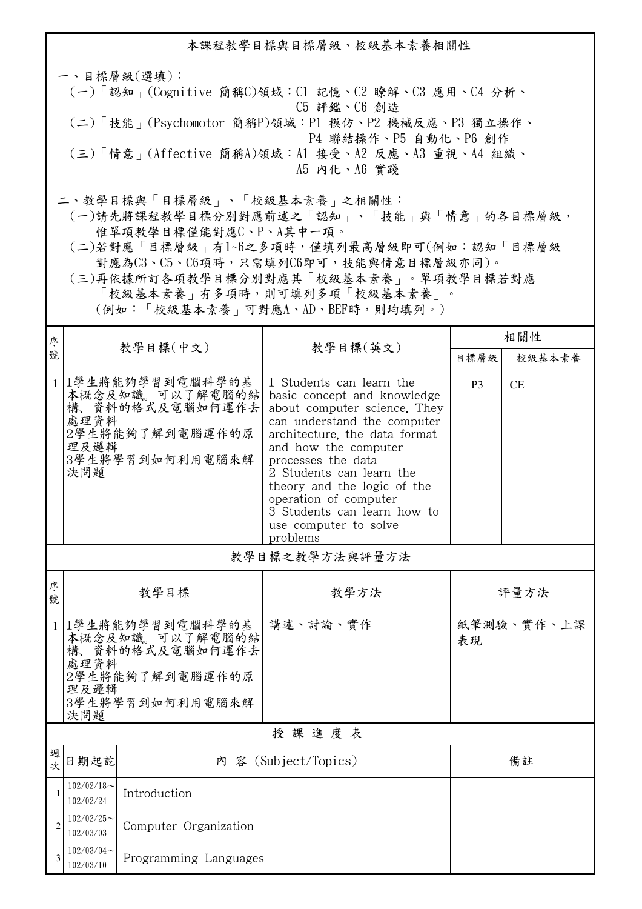## 本課程教學目標與目標層級、校級基本素養相關性

一、目標層級(選填)：

(一)「認知」(Cognitive 簡稱C)領域：C1 記憶、C2 瞭解、C3 應用、C4 分析、C5 評鑑、C6 創造

(二)「技能」(Psychomotor 簡稱P)領域：P1 模仿、P2 機械反應、P3 獨立操作、P4 聯結操作、P5 自動化、P6 創作

(三)「情意」(Affective 簡稱A)領域：A1 接受、A2 反應、A3 重視、A4 組織、A5 內化、A6 實踐

二、教學目標與「目標層級」、「校級基本素養」之相關性：

(一)請先將課程教學目標分別對應前述之「認知」、「技能」與「情意」的各目標層級，惟單項教學目標僅能對應C、P、A其中一項。

(二)若對應「目標層級」有1~6之多項時，僅填列最高層級即可(例如：認知「目標層級」對應為C3、C5、C6項時，只需填列C6即可，技能與情意目標層級亦同)。

(三)再依據所訂各項教學目標分別對應其「校級基本素養」。單項教學目標若對應「校級基本素養」有多項時，則可填列多項「校級基本素養」。(例如：「校級基本素養」可對應A、AD、BEF時，則均填列。)

| 序號 | 教學目標(中文) | 教學目標(英文) | 相關性 | |
|---|---|---|---|---|
| | | | 目標層級 | 校級基本素養 |
| 1 | 1學生將能夠學習到電腦科學的基本概念及知識。可以了解電腦的結構、資料的格式及電腦如何運作去處理資料<br>2學生將能夠了解到電腦運作的原理及邏輯<br>3學生將學習到如何利用電腦來解決問題 | 1 Students can learn the basic concept and knowledge about computer science. They can understand the computer architecture, the data format and how the computer processes the data<br>2 Students can learn the theory and the logic of the operation of computer<br>3 Students can learn how to use computer to solve problems | P3 | CE |

### 教學目標之教學方法與評量方法

| 序號 | 教學目標 | 教學方法 | 評量方法 |
|---|---|---|---|
| 1 | 1學生將能夠學習到電腦科學的基本概念及知識。可以了解電腦的結構、資料的格式及電腦如何運作去處理資料<br>2學生將能夠了解到電腦運作的原理及邏輯<br>3學生將學習到如何利用電腦來解決問題 | 講述、討論、實作 | 紙筆測驗、實作、上課表現 |

### 授 課 進 度 表

| 週次 | 日期起訖 | 內 容 (Subject/Topics) | 備註 |
|---|---|---|---|
| 1 | 102/02/18～102/02/24 | Introduction | |
| 2 | 102/02/25～102/03/03 | Computer Organization | |
| 3 | 102/03/04～102/03/10 | Programming Languages | |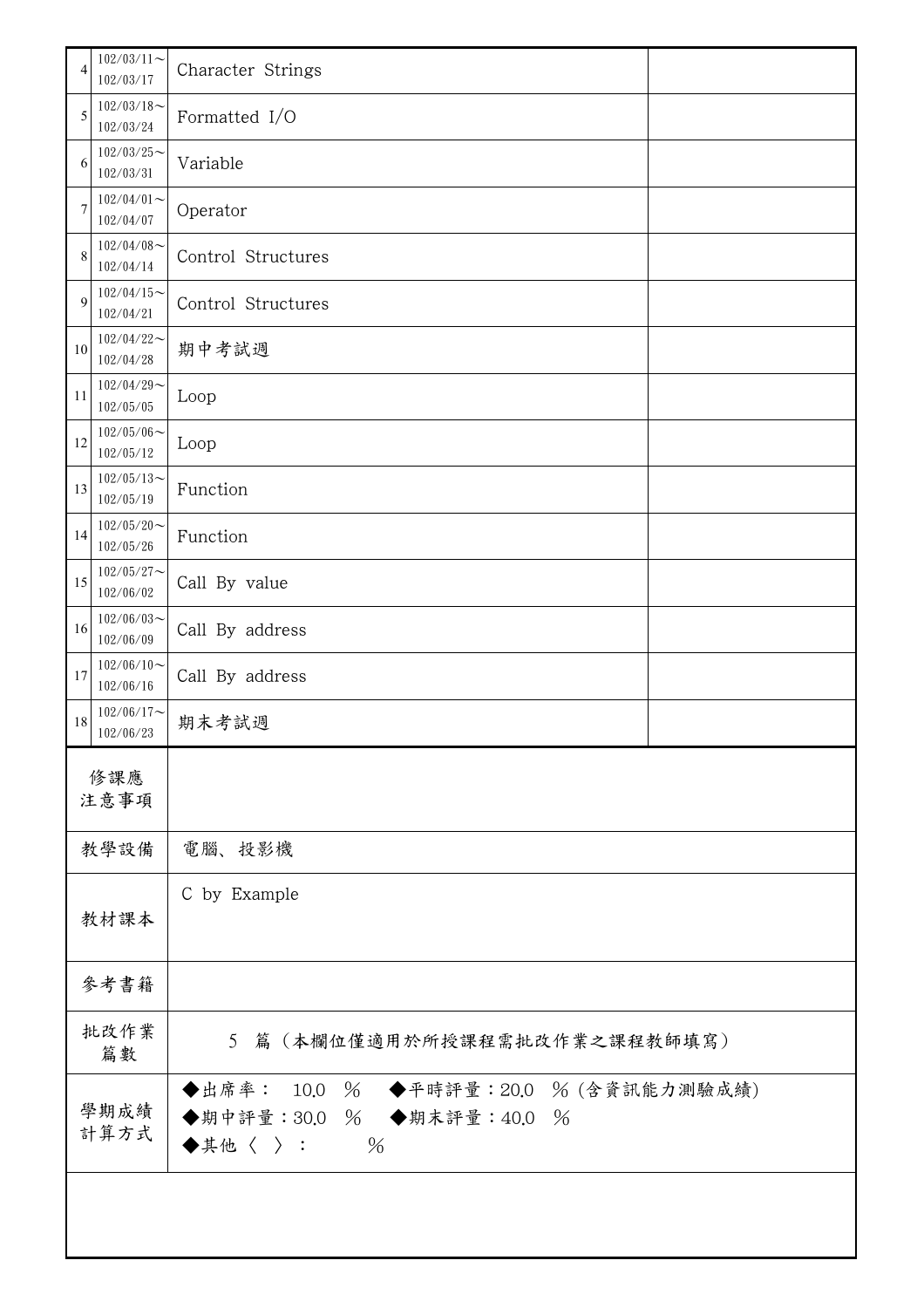| | | | |
|---|---|---|---|
| 4 | 102/03/11～102/03/17 | Character Strings | |
| 5 | 102/03/18～102/03/24 | Formatted I/O | |
| 6 | 102/03/25～102/03/31 | Variable | |
| 7 | 102/04/01～102/04/07 | Operator | |
| 8 | 102/04/08～102/04/14 | Control Structures | |
| 9 | 102/04/15～102/04/21 | Control Structures | |
| 10 | 102/04/22～102/04/28 | 期中考試週 | |
| 11 | 102/04/29～102/05/05 | Loop | |
| 12 | 102/05/06～102/05/12 | Loop | |
| 13 | 102/05/13～102/05/19 | Function | |
| 14 | 102/05/20～102/05/26 | Function | |
| 15 | 102/05/27～102/06/02 | Call By value | |
| 16 | 102/06/03～102/06/09 | Call By address | |
| 17 | 102/06/10～102/06/16 | Call By address | |
| 18 | 102/06/17～102/06/23 | 期末考試週 | |

| | |
|---|---|
| 修課應注意事項 | |
| 教學設備 | 電腦、投影機 |
| 教材課本 | C by Example |
| 參考書籍 | |
| 批改作業篇數 | 5 篇（本欄位僅適用於所授課程需批改作業之課程教師填寫） |
| 學期成績計算方式 | ◆出席率： 10.0 %　◆平時評量：20.0 %（含資訊能力測驗成績）<br>◆期中評量：30.0 %　◆期末評量：40.0 %<br>◆其他〈 〉： % |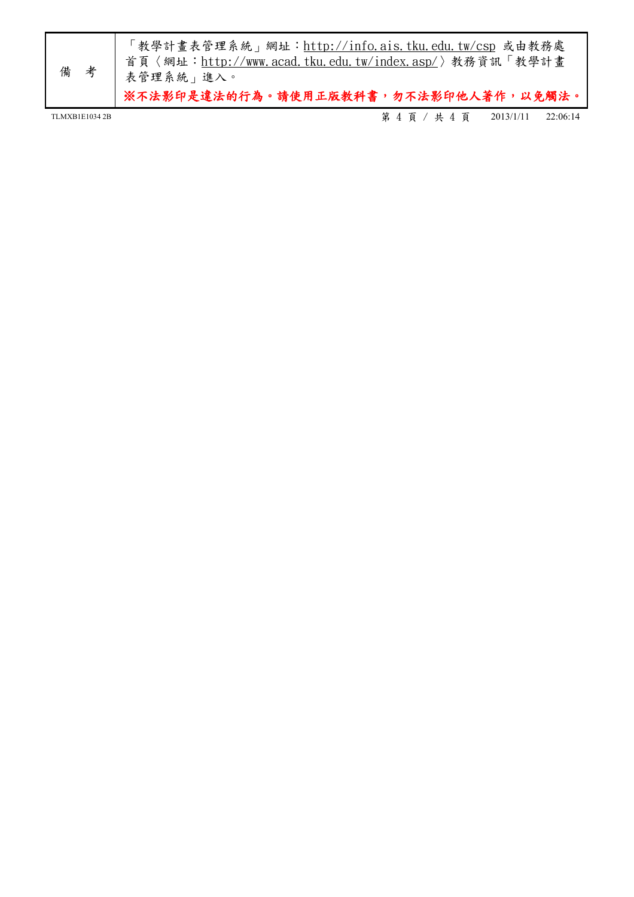| | |
|---|---|
| 備　考 | 「教學計畫表管理系統」網址：http://info.ais.tku.edu.tw/csp 或由教務處首頁〈網址：http://www.acad.tku.edu.tw/index.asp/〉教務資訊「教學計畫表管理系統」進入。<br>**※不法影印是違法的行為。請使用正版教科書，勿不法影印他人著作，以免觸法。** |

TLMXB1E1034 2B